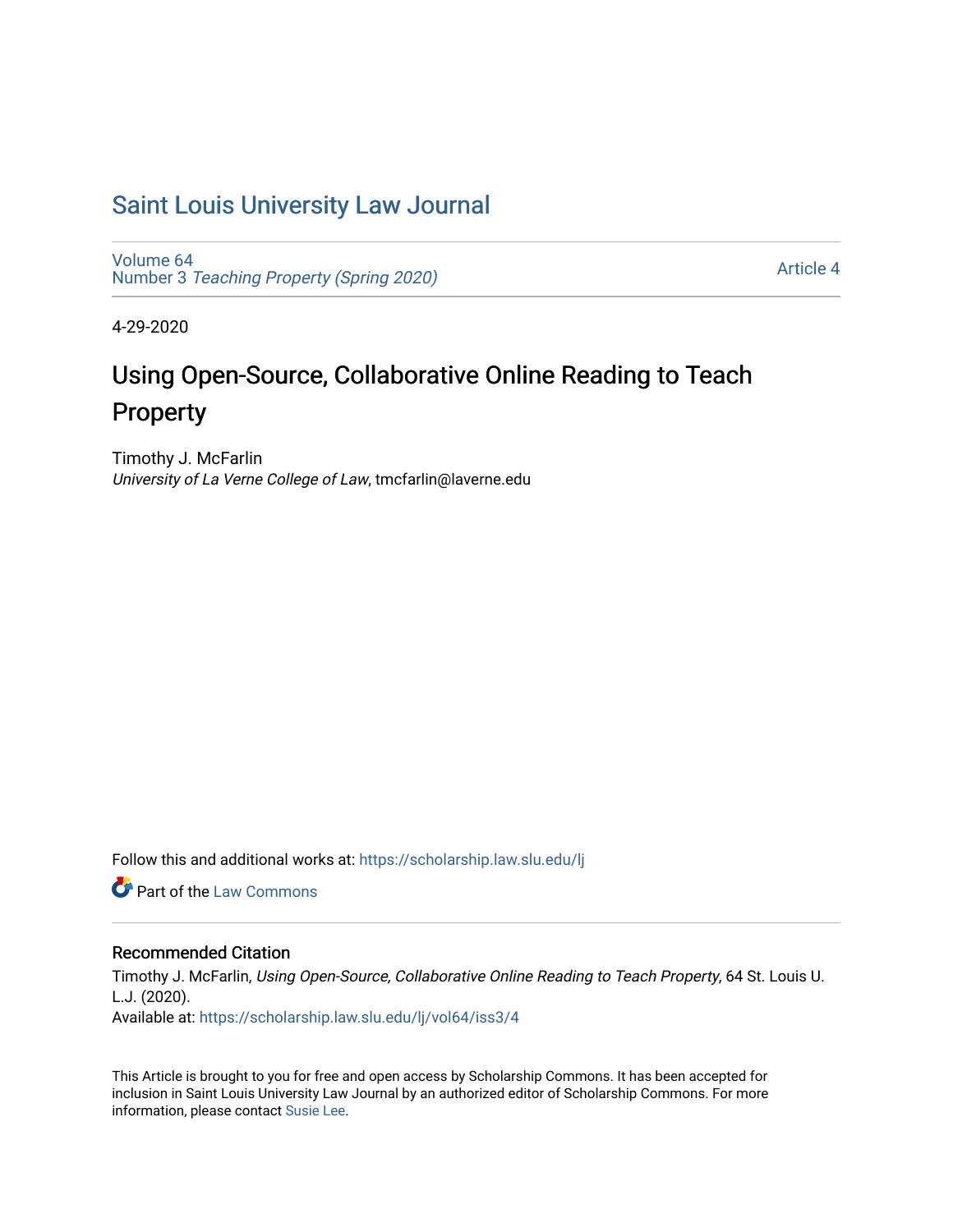# Saint Louis University Law Journal

Volume 64
Number 3 *Teaching Property (Spring 2020)*

Article 4

4-29-2020

## Using Open-Source, Collaborative Online Reading to Teach Property

Timothy J. McFarlin
*University of La Verne College of Law*, tmcfarlin@laverne.edu

Follow this and additional works at: https://scholarship.law.slu.edu/lj

Part of the Law Commons

### Recommended Citation

Timothy J. McFarlin, *Using Open-Source, Collaborative Online Reading to Teach Property*, 64 St. Louis U. L.J. (2020).
Available at: https://scholarship.law.slu.edu/lj/vol64/iss3/4

This Article is brought to you for free and open access by Scholarship Commons. It has been accepted for inclusion in Saint Louis University Law Journal by an authorized editor of Scholarship Commons. For more information, please contact Susie Lee.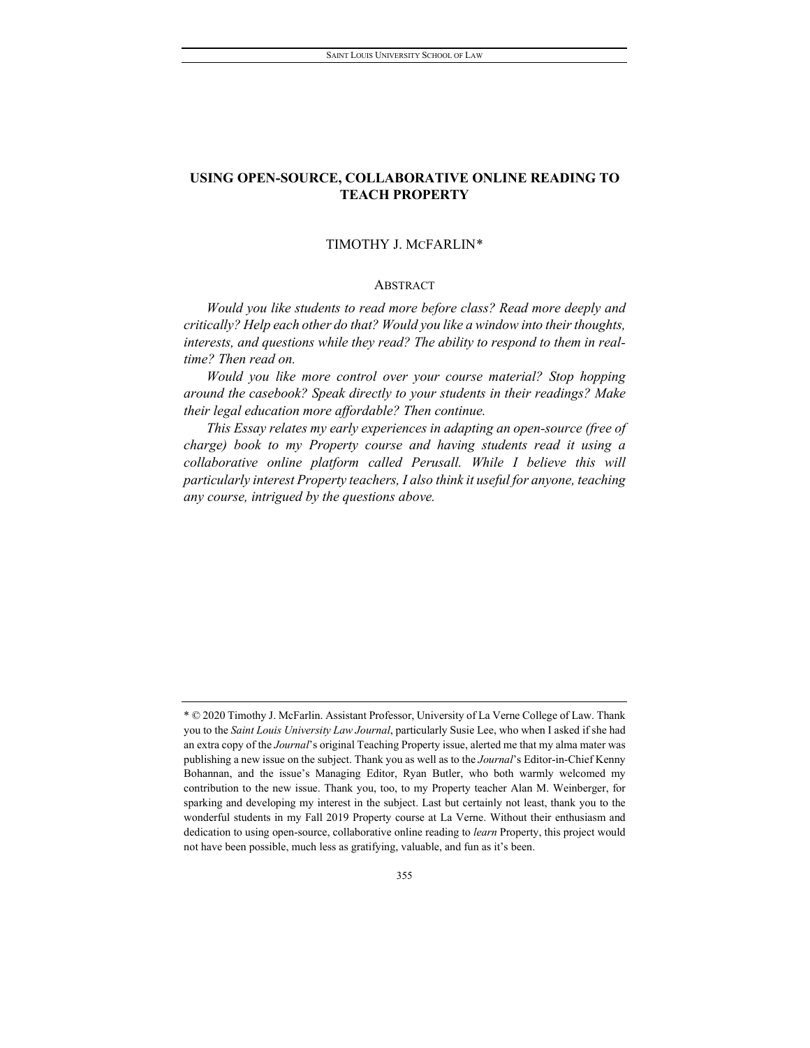# USING OPEN-SOURCE, COLLABORATIVE ONLINE READING TO TEACH PROPERTY

TIMOTHY J. MCFARLIN*

## ABSTRACT

*Would you like students to read more before class? Read more deeply and critically? Help each other do that? Would you like a window into their thoughts, interests, and questions while they read? The ability to respond to them in real-time? Then read on.*

*Would you like more control over your course material? Stop hopping around the casebook? Speak directly to your students in their readings? Make their legal education more affordable? Then continue.*

*This Essay relates my early experiences in adapting an open-source (free of charge) book to my Property course and having students read it using a collaborative online platform called Perusall. While I believe this will particularly interest Property teachers, I also think it useful for anyone, teaching any course, intrigued by the questions above.*

---

\* © 2020 Timothy J. McFarlin. Assistant Professor, University of La Verne College of Law. Thank you to the *Saint Louis University Law Journal*, particularly Susie Lee, who when I asked if she had an extra copy of the *Journal*'s original Teaching Property issue, alerted me that my alma mater was publishing a new issue on the subject. Thank you as well as to the *Journal*'s Editor-in-Chief Kenny Bohannan, and the issue's Managing Editor, Ryan Butler, who both warmly welcomed my contribution to the new issue. Thank you, too, to my Property teacher Alan M. Weinberger, for sparking and developing my interest in the subject. Last but certainly not least, thank you to the wonderful students in my Fall 2019 Property course at La Verne. Without their enthusiasm and dedication to using open-source, collaborative online reading to *learn* Property, this project would not have been possible, much less as gratifying, valuable, and fun as it's been.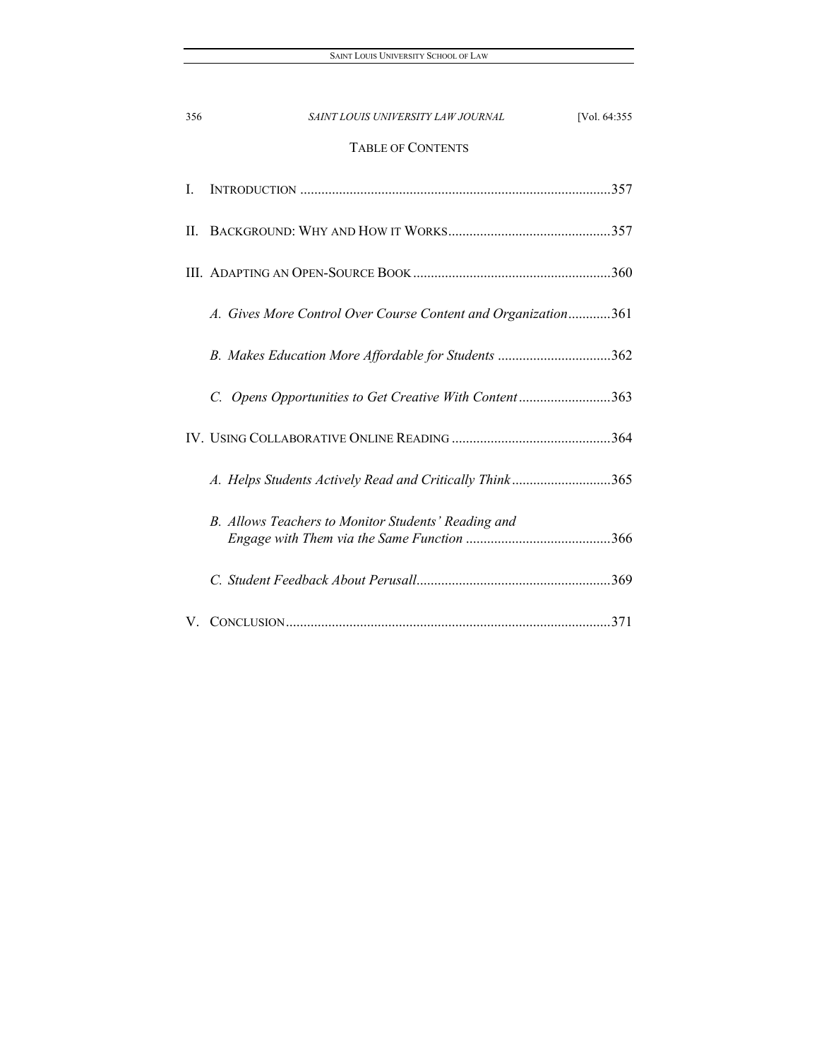## TABLE OF CONTENTS

I. INTRODUCTION .......................................................................................357

II. BACKGROUND: WHY AND HOW IT WORKS..............................................357

III. ADAPTING AN OPEN-SOURCE BOOK ........................................................360

*A. Gives More Control Over Course Content and Organization*............361

*B. Makes Education More Affordable for Students* ................................362

*C. Opens Opportunities to Get Creative With Content*..........................363

IV. USING COLLABORATIVE ONLINE READING .............................................364

*A. Helps Students Actively Read and Critically Think*............................365

*B. Allows Teachers to Monitor Students' Reading and Engage with Them via the Same Function* .........................................366

*C. Student Feedback About Perusall*.......................................................369

V. CONCLUSION...........................................................................................371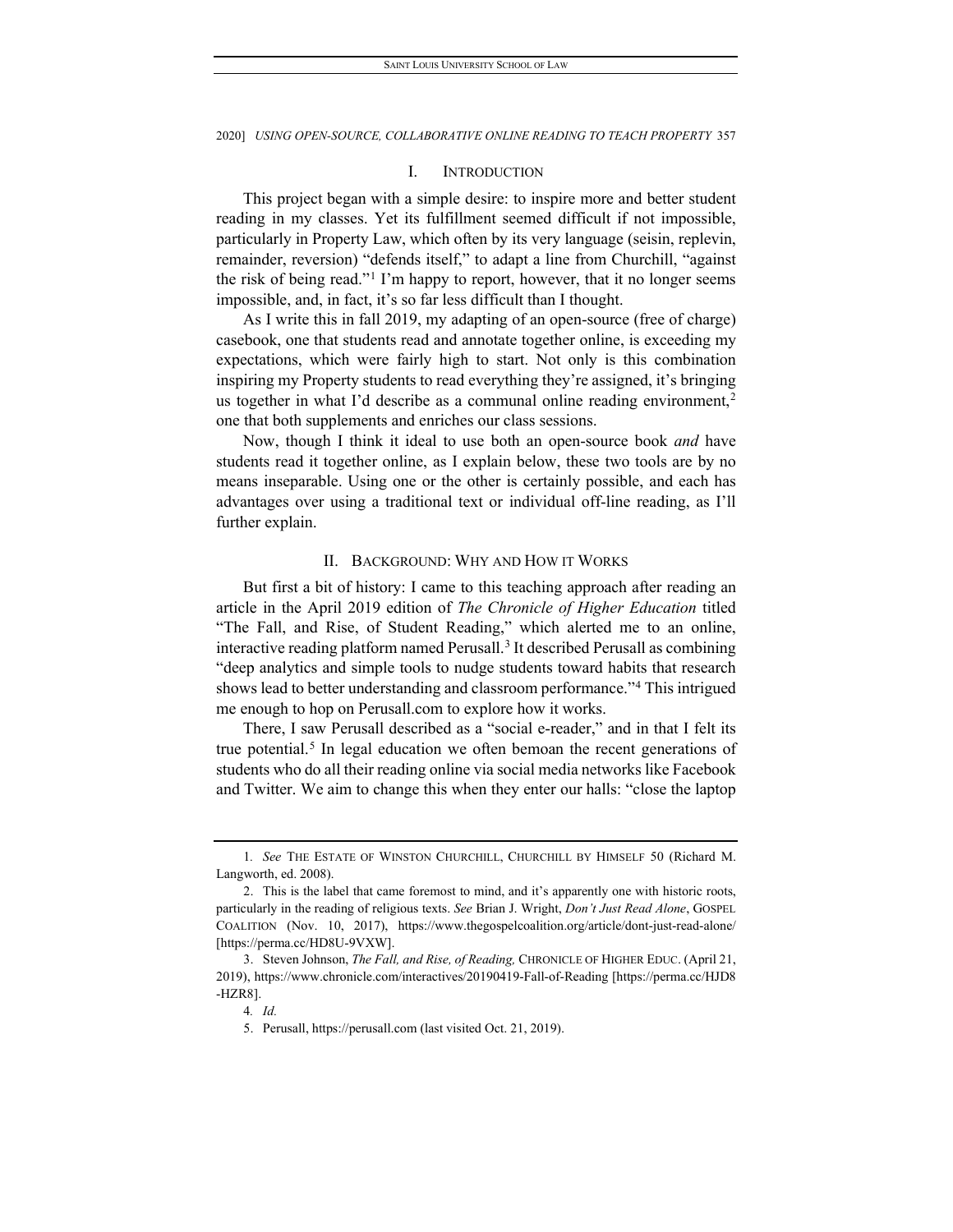## I. Introduction

This project began with a simple desire: to inspire more and better student reading in my classes. Yet its fulfillment seemed difficult if not impossible, particularly in Property Law, which often by its very language (seisin, replevin, remainder, reversion) "defends itself," to adapt a line from Churchill, "against the risk of being read."[1] I'm happy to report, however, that it no longer seems impossible, and, in fact, it's so far less difficult than I thought.

As I write this in fall 2019, my adapting of an open-source (free of charge) casebook, one that students read and annotate together online, is exceeding my expectations, which were fairly high to start. Not only is this combination inspiring my Property students to read everything they're assigned, it's bringing us together in what I'd describe as a communal online reading environment,[2] one that both supplements and enriches our class sessions.

Now, though I think it ideal to use both an open-source book *and* have students read it together online, as I explain below, these two tools are by no means inseparable. Using one or the other is certainly possible, and each has advantages over using a traditional text or individual off-line reading, as I'll further explain.

## II. Background: Why and How it Works

But first a bit of history: I came to this teaching approach after reading an article in the April 2019 edition of *The Chronicle of Higher Education* titled "The Fall, and Rise, of Student Reading," which alerted me to an online, interactive reading platform named Perusall.[3] It described Perusall as combining "deep analytics and simple tools to nudge students toward habits that research shows lead to better understanding and classroom performance."[4] This intrigued me enough to hop on Perusall.com to explore how it works.

There, I saw Perusall described as a "social e-reader," and in that I felt its true potential.[5] In legal education we often bemoan the recent generations of students who do all their reading online via social media networks like Facebook and Twitter. We aim to change this when they enter our halls: "close the laptop

---

1. *See* The Estate of Winston Churchill, Churchill by Himself 50 (Richard M. Langworth, ed. 2008).

2. This is the label that came foremost to mind, and it's apparently one with historic roots, particularly in the reading of religious texts. *See* Brian J. Wright, *Don't Just Read Alone*, Gospel Coalition (Nov. 10, 2017), https://www.thegospelcoalition.org/article/dont-just-read-alone/ [https://perma.cc/HD8U-9VXW].

3. Steven Johnson, *The Fall, and Rise, of Reading,* Chronicle of Higher Educ. (April 21, 2019), https://www.chronicle.com/interactives/20190419-Fall-of-Reading [https://perma.cc/HJD8-HZR8].

4. *Id.*

5. Perusall, https://perusall.com (last visited Oct. 21, 2019).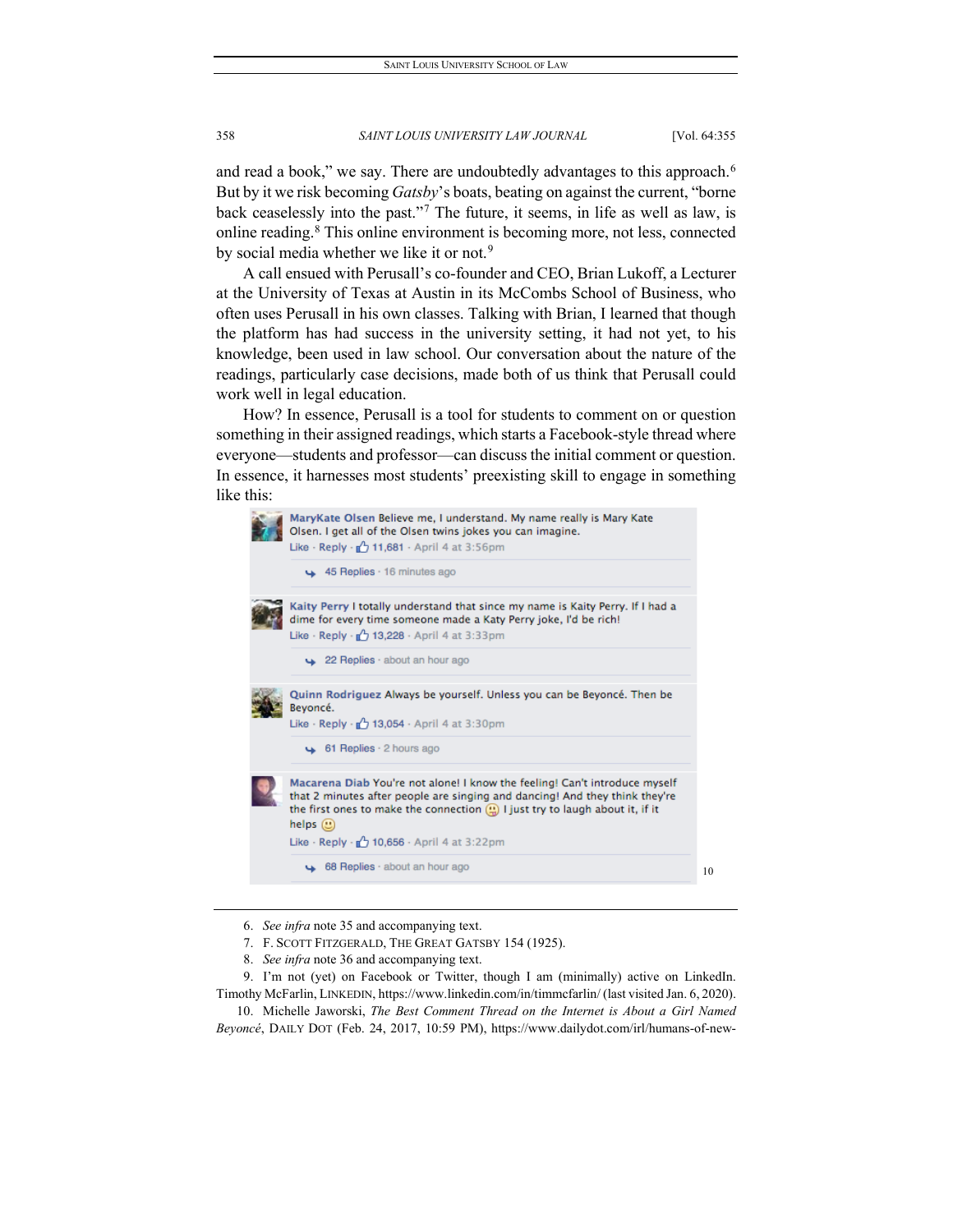and read a book," we say. There are undoubtedly advantages to this approach.[6] But by it we risk becoming *Gatsby*'s boats, beating on against the current, "borne back ceaselessly into the past."[7] The future, it seems, in life as well as law, is online reading.[8] This online environment is becoming more, not less, connected by social media whether we like it or not.[9]

A call ensued with Perusall's co-founder and CEO, Brian Lukoff, a Lecturer at the University of Texas at Austin in its McCombs School of Business, who often uses Perusall in his own classes. Talking with Brian, I learned that though the platform has had success in the university setting, it had not yet, to his knowledge, been used in law school. Our conversation about the nature of the readings, particularly case decisions, made both of us think that Perusall could work well in legal education.

How? In essence, Perusall is a tool for students to comment on or question something in their assigned readings, which starts a Facebook-style thread where everyone—students and professor—can discuss the initial comment or question. In essence, it harnesses most students' preexisting skill to engage in something like this:

> **MaryKate Olsen** Believe me, I understand. My name really is Mary Kate Olsen. I get all of the Olsen twins jokes you can imagine.
> Like · Reply · 11,681 · April 4 at 3:56pm
> 45 Replies · 16 minutes ago
>
> **Kaity Perry** I totally understand that since my name is Kaity Perry. If I had a dime for every time someone made a Katy Perry joke, I'd be rich!
> Like · Reply · 13,228 · April 4 at 3:33pm
> 22 Replies · about an hour ago
>
> **Quinn Rodriguez** Always be yourself. Unless you can be Beyoncé. Then be Beyoncé.
> Like · Reply · 13,054 · April 4 at 3:30pm
> 61 Replies · 2 hours ago
>
> **Macarena Diab** You're not alone! I know the feeling! Can't introduce myself that 2 minutes after people are singing and dancing! And they think they're the first ones to make the connection 😀 I just try to laugh about it, if it helps 🙂
> Like · Reply · 10,656 · April 4 at 3:22pm
> 68 Replies · about an hour ago

[10]

---

6. *See infra* note 35 and accompanying text.

7. F. SCOTT FITZGERALD, THE GREAT GATSBY 154 (1925).

8. *See infra* note 36 and accompanying text.

9. I'm not (yet) on Facebook or Twitter, though I am (minimally) active on LinkedIn. Timothy McFarlin, LINKEDIN, https://www.linkedin.com/in/timmcfarlin/ (last visited Jan. 6, 2020).

10. Michelle Jaworski, *The Best Comment Thread on the Internet is About a Girl Named Beyoncé*, DAILY DOT (Feb. 24, 2017, 10:59 PM), https://www.dailydot.com/irl/humans-of-new-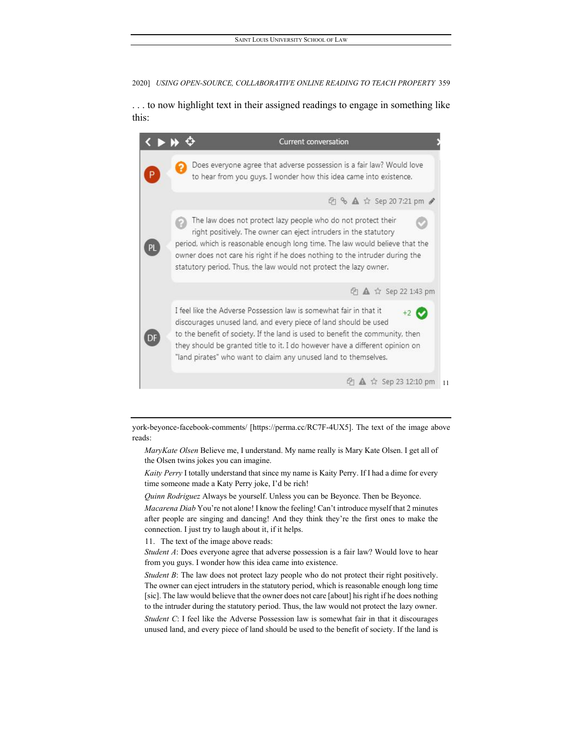. . . to now highlight text in their assigned readings to engage in something like this:

Current conversation

P: Does everyone agree that adverse possession is a fair law? Would love to hear from you guys. I wonder how this idea came into existence.

Sep 20 7:21 pm

PL: The law does not protect lazy people who do not protect their right positively. The owner can eject intruders in the statutory period, which is reasonable enough long time. The law would believe that the owner does not care his right if he does nothing to the intruder during the statutory period. Thus, the law would not protect the lazy owner.

Sep 22 1:43 pm

DF: I feel like the Adverse Possession law is somewhat fair in that it discourages unused land, and every piece of land should be used to the benefit of society. If the land is used to benefit the community, then they should be granted title to it. I do however have a different opinion on "land pirates" who want to claim any unused land to themselves. +2

Sep 23 12:10 pm [11]

---

york-beyonce-facebook-comments/ [https://perma.cc/RC7F-4UX5]. The text of the image above reads:

*MaryKate Olsen* Believe me, I understand. My name really is Mary Kate Olsen. I get all of the Olsen twins jokes you can imagine.

*Kaity Perry* I totally understand that since my name is Kaity Perry. If I had a dime for every time someone made a Katy Perry joke, I'd be rich!

*Quinn Rodriguez* Always be yourself. Unless you can be Beyonce. Then be Beyonce.

*Macarena Diab* You're not alone! I know the feeling! Can't introduce myself that 2 minutes after people are singing and dancing! And they think they're the first ones to make the connection. I just try to laugh about it, if it helps.

11. The text of the image above reads:

*Student A*: Does everyone agree that adverse possession is a fair law? Would love to hear from you guys. I wonder how this idea came into existence.

*Student B*: The law does not protect lazy people who do not protect their right positively. The owner can eject intruders in the statutory period, which is reasonable enough long time [sic]. The law would believe that the owner does not care [about] his right if he does nothing to the intruder during the statutory period. Thus, the law would not protect the lazy owner.

*Student C*: I feel like the Adverse Possession law is somewhat fair in that it discourages unused land, and every piece of land should be used to the benefit of society. If the land is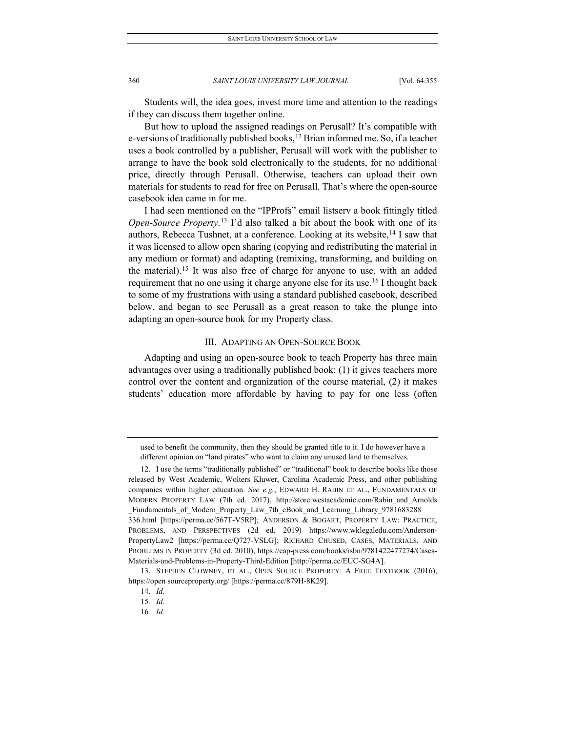Students will, the idea goes, invest more time and attention to the readings if they can discuss them together online.

But how to upload the assigned readings on Perusall? It's compatible with e-versions of traditionally published books,[12] Brian informed me. So, if a teacher uses a book controlled by a publisher, Perusall will work with the publisher to arrange to have the book sold electronically to the students, for no additional price, directly through Perusall. Otherwise, teachers can upload their own materials for students to read for free on Perusall. That's where the open-source casebook idea came in for me.

I had seen mentioned on the "IPProfs" email listserv a book fittingly titled *Open-Source Property*.[13] I'd also talked a bit about the book with one of its authors, Rebecca Tushnet, at a conference. Looking at its website,[14] I saw that it was licensed to allow open sharing (copying and redistributing the material in any medium or format) and adapting (remixing, transforming, and building on the material).[15] It was also free of charge for anyone to use, with an added requirement that no one using it charge anyone else for its use.[16] I thought back to some of my frustrations with using a standard published casebook, described below, and began to see Perusall as a great reason to take the plunge into adapting an open-source book for my Property class.

## III. ADAPTING AN OPEN-SOURCE BOOK

Adapting and using an open-source book to teach Property has three main advantages over using a traditionally published book: (1) it gives teachers more control over the content and organization of the course material, (2) it makes students' education more affordable by having to pay for one less (often

---

used to benefit the community, then they should be granted title to it. I do however have a different opinion on "land pirates" who want to claim any unused land to themselves.

12. I use the terms "traditionally published" or "traditional" book to describe books like those released by West Academic, Wolters Kluwer, Carolina Academic Press, and other publishing companies within higher education. *See e.g.*, EDWARD H. RABIN ET AL., FUNDAMENTALS OF MODERN PROPERTY LAW (7th ed. 2017), http://store.westacademic.com/Rabin_and_Arnolds_Fundamentals_of_Modern_Property_Law_7th_eBook_and_Learning_Library_9781683288336.html [https://perma.cc/567T-V5RP]; ANDERSON & BOGART, PROPERTY LAW: PRACTICE, PROBLEMS, AND PERSPECTIVES (2d ed. 2019) https://www.wklegaledu.com/Anderson-PropertyLaw2 [https://perma.cc/Q727-VSLG]; RICHARD CHUSED, CASES, MATERIALS, AND PROBLEMS IN PROPERTY (3d ed. 2010), https://cap-press.com/books/isbn/9781422477274/Cases-Materials-and-Problems-in-Property-Third-Edition [http://perma.cc/EUC-SG4A].

13. STEPHEN CLOWNEY, ET AL., OPEN SOURCE PROPERTY: A FREE TEXTBOOK (2016), https://open sourceproperty.org/ [https://perma.cc/879H-8K29].

14. *Id.*

15. *Id.*

16. *Id.*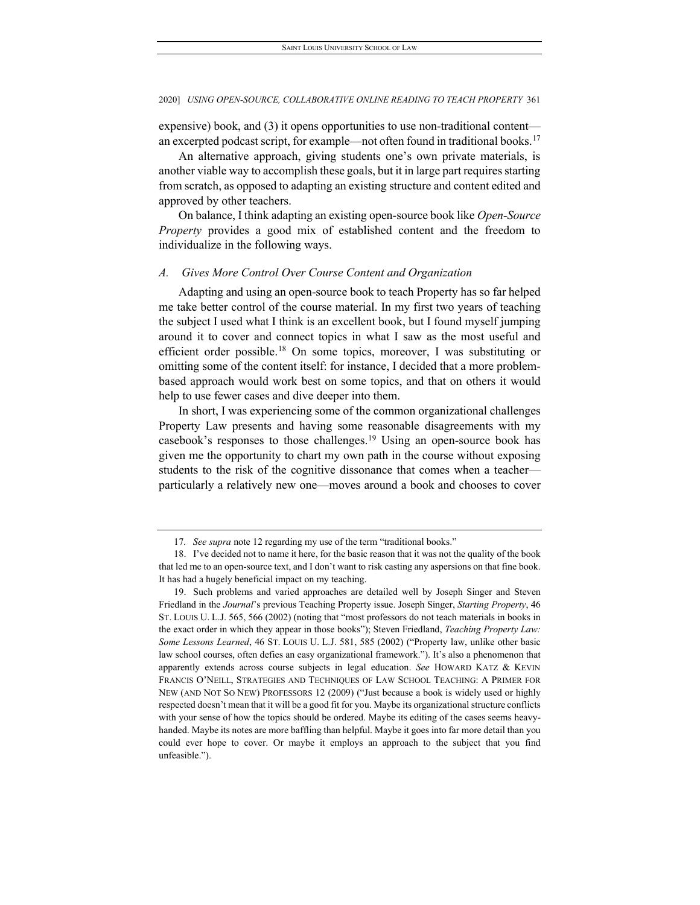expensive) book, and (3) it opens opportunities to use non-traditional content—an excerpted podcast script, for example—not often found in traditional books.[17]

An alternative approach, giving students one's own private materials, is another viable way to accomplish these goals, but it in large part requires starting from scratch, as opposed to adapting an existing structure and content edited and approved by other teachers.

On balance, I think adapting an existing open-source book like *Open-Source Property* provides a good mix of established content and the freedom to individualize in the following ways.

### *A. Gives More Control Over Course Content and Organization*

Adapting and using an open-source book to teach Property has so far helped me take better control of the course material. In my first two years of teaching the subject I used what I think is an excellent book, but I found myself jumping around it to cover and connect topics in what I saw as the most useful and efficient order possible.[18] On some topics, moreover, I was substituting or omitting some of the content itself: for instance, I decided that a more problem-based approach would work best on some topics, and that on others it would help to use fewer cases and dive deeper into them.

In short, I was experiencing some of the common organizational challenges Property Law presents and having some reasonable disagreements with my casebook's responses to those challenges.[19] Using an open-source book has given me the opportunity to chart my own path in the course without exposing students to the risk of the cognitive dissonance that comes when a teacher—particularly a relatively new one—moves around a book and chooses to cover

---

17. *See supra* note 12 regarding my use of the term "traditional books."

18. I've decided not to name it here, for the basic reason that it was not the quality of the book that led me to an open-source text, and I don't want to risk casting any aspersions on that fine book. It has had a hugely beneficial impact on my teaching.

19. Such problems and varied approaches are detailed well by Joseph Singer and Steven Friedland in the *Journal*'s previous Teaching Property issue. Joseph Singer, *Starting Property*, 46 ST. LOUIS U. L.J. 565, 566 (2002) (noting that "most professors do not teach materials in books in the exact order in which they appear in those books"); Steven Friedland, *Teaching Property Law: Some Lessons Learned*, 46 ST. LOUIS U. L.J. 581, 585 (2002) ("Property law, unlike other basic law school courses, often defies an easy organizational framework."). It's also a phenomenon that apparently extends across course subjects in legal education. *See* HOWARD KATZ & KEVIN FRANCIS O'NEILL, STRATEGIES AND TECHNIQUES OF LAW SCHOOL TEACHING: A PRIMER FOR NEW (AND NOT SO NEW) PROFESSORS 12 (2009) ("Just because a book is widely used or highly respected doesn't mean that it will be a good fit for you. Maybe its organizational structure conflicts with your sense of how the topics should be ordered. Maybe its editing of the cases seems heavy-handed. Maybe its notes are more baffling than helpful. Maybe it goes into far more detail than you could ever hope to cover. Or maybe it employs an approach to the subject that you find unfeasible.").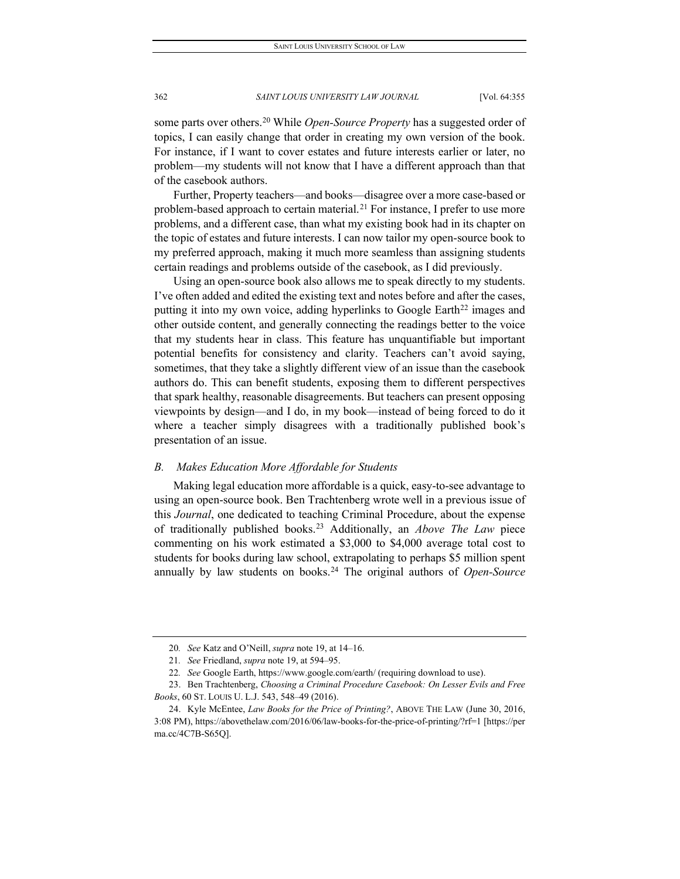some parts over others.[20] While *Open-Source Property* has a suggested order of topics, I can easily change that order in creating my own version of the book. For instance, if I want to cover estates and future interests earlier or later, no problem—my students will not know that I have a different approach than that of the casebook authors.

Further, Property teachers—and books—disagree over a more case-based or problem-based approach to certain material.[21] For instance, I prefer to use more problems, and a different case, than what my existing book had in its chapter on the topic of estates and future interests. I can now tailor my open-source book to my preferred approach, making it much more seamless than assigning students certain readings and problems outside of the casebook, as I did previously.

Using an open-source book also allows me to speak directly to my students. I've often added and edited the existing text and notes before and after the cases, putting it into my own voice, adding hyperlinks to Google Earth[22] images and other outside content, and generally connecting the readings better to the voice that my students hear in class. This feature has unquantifiable but important potential benefits for consistency and clarity. Teachers can't avoid saying, sometimes, that they take a slightly different view of an issue than the casebook authors do. This can benefit students, exposing them to different perspectives that spark healthy, reasonable disagreements. But teachers can present opposing viewpoints by design—and I do, in my book—instead of being forced to do it where a teacher simply disagrees with a traditionally published book's presentation of an issue.

### *B. Makes Education More Affordable for Students*

Making legal education more affordable is a quick, easy-to-see advantage to using an open-source book. Ben Trachtenberg wrote well in a previous issue of this *Journal*, one dedicated to teaching Criminal Procedure, about the expense of traditionally published books.[23] Additionally, an *Above The Law* piece commenting on his work estimated a $3,000 to $4,000 average total cost to students for books during law school, extrapolating to perhaps $5 million spent annually by law students on books.[24] The original authors of *Open-Source*

---

20. *See* Katz and O'Neill, *supra* note 19, at 14–16.

21. *See* Friedland, *supra* note 19, at 594–95.

22. *See* Google Earth, https://www.google.com/earth/ (requiring download to use).

23. Ben Trachtenberg, *Choosing a Criminal Procedure Casebook: On Lesser Evils and Free Books*, 60 ST. LOUIS U. L.J. 543, 548–49 (2016).

24. Kyle McEntee, *Law Books for the Price of Printing?*, ABOVE THE LAW (June 30, 2016, 3:08 PM), https://abovethelaw.com/2016/06/law-books-for-the-price-of-printing/?rf=1 [https://perma.cc/4C7B-S65Q].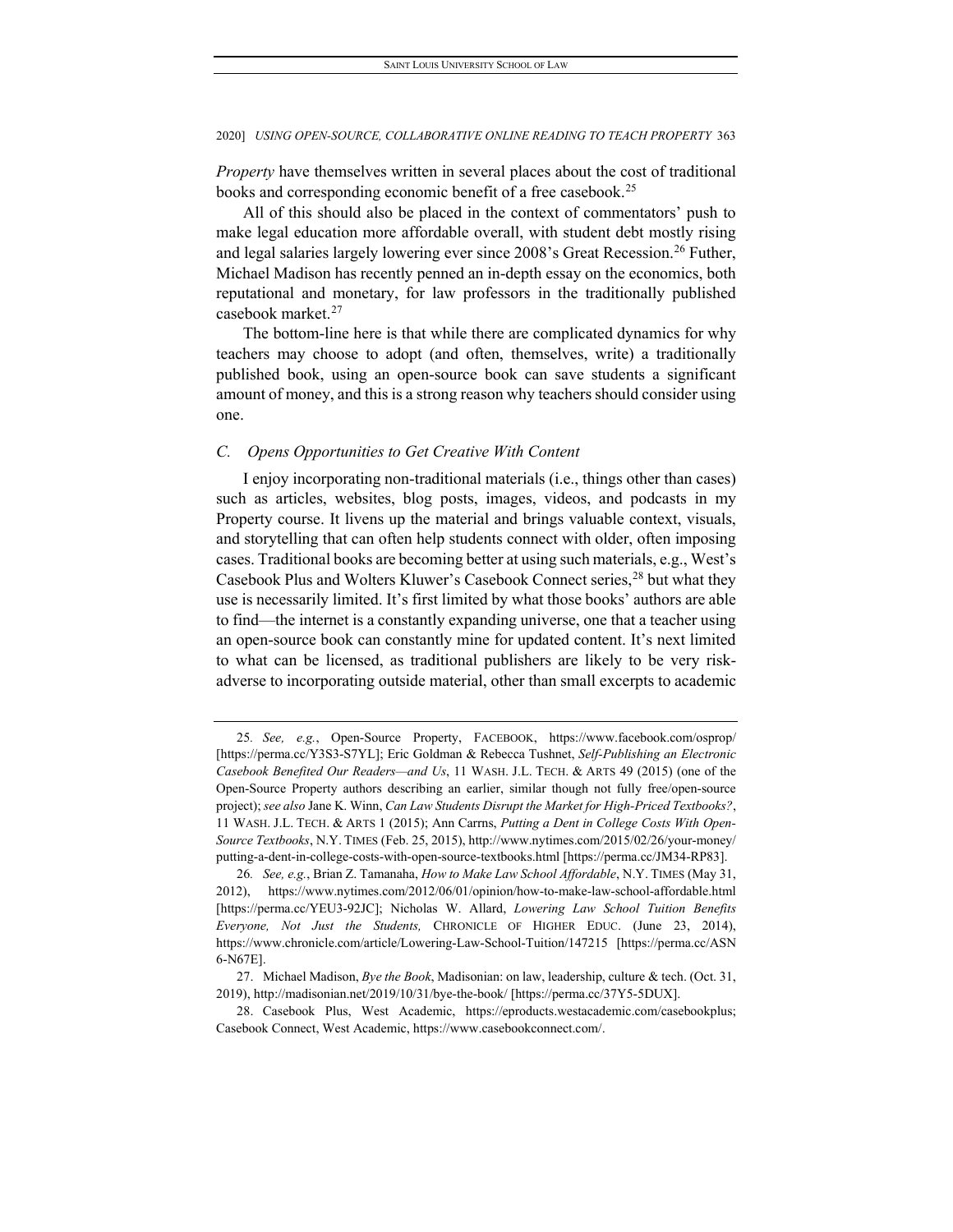*Property* have themselves written in several places about the cost of traditional books and corresponding economic benefit of a free casebook.[25]

All of this should also be placed in the context of commentators' push to make legal education more affordable overall, with student debt mostly rising and legal salaries largely lowering ever since 2008's Great Recession.[26] Futher, Michael Madison has recently penned an in-depth essay on the economics, both reputational and monetary, for law professors in the traditionally published casebook market.[27]

The bottom-line here is that while there are complicated dynamics for why teachers may choose to adopt (and often, themselves, write) a traditionally published book, using an open-source book can save students a significant amount of money, and this is a strong reason why teachers should consider using one.

### *C. Opens Opportunities to Get Creative With Content*

I enjoy incorporating non-traditional materials (i.e., things other than cases) such as articles, websites, blog posts, images, videos, and podcasts in my Property course. It livens up the material and brings valuable context, visuals, and storytelling that can often help students connect with older, often imposing cases. Traditional books are becoming better at using such materials, e.g., West's Casebook Plus and Wolters Kluwer's Casebook Connect series,[28] but what they use is necessarily limited. It's first limited by what those books' authors are able to find—the internet is a constantly expanding universe, one that a teacher using an open-source book can constantly mine for updated content. It's next limited to what can be licensed, as traditional publishers are likely to be very risk-adverse to incorporating outside material, other than small excerpts to academic

---

25. *See, e.g.*, Open-Source Property, FACEBOOK, https://www.facebook.com/osprop/ [https://perma.cc/Y3S3-S7YL]; Eric Goldman & Rebecca Tushnet, *Self-Publishing an Electronic Casebook Benefited Our Readers—and Us*, 11 WASH. J.L. TECH. & ARTS 49 (2015) (one of the Open-Source Property authors describing an earlier, similar though not fully free/open-source project); *see also* Jane K. Winn, *Can Law Students Disrupt the Market for High-Priced Textbooks?*, 11 WASH. J.L. TECH. & ARTS 1 (2015); Ann Carrns, *Putting a Dent in College Costs With Open-Source Textbooks*, N.Y. TIMES (Feb. 25, 2015), http://www.nytimes.com/2015/02/26/your-money/putting-a-dent-in-college-costs-with-open-source-textbooks.html [https://perma.cc/JM34-RP83].

26. *See, e.g.*, Brian Z. Tamanaha, *How to Make Law School Affordable*, N.Y. TIMES (May 31, 2012), https://www.nytimes.com/2012/06/01/opinion/how-to-make-law-school-affordable.html [https://perma.cc/YEU3-92JC]; Nicholas W. Allard, *Lowering Law School Tuition Benefits Everyone, Not Just the Students,* CHRONICLE OF HIGHER EDUC. (June 23, 2014), https://www.chronicle.com/article/Lowering-Law-School-Tuition/147215 [https://perma.cc/ASN6-N67E].

27. Michael Madison, *Bye the Book*, Madisonian: on law, leadership, culture & tech. (Oct. 31, 2019), http://madisonian.net/2019/10/31/bye-the-book/ [https://perma.cc/37Y5-5DUX].

28. Casebook Plus, West Academic, https://eproducts.westacademic.com/casebookplus; Casebook Connect, West Academic, https://www.casebookconnect.com/.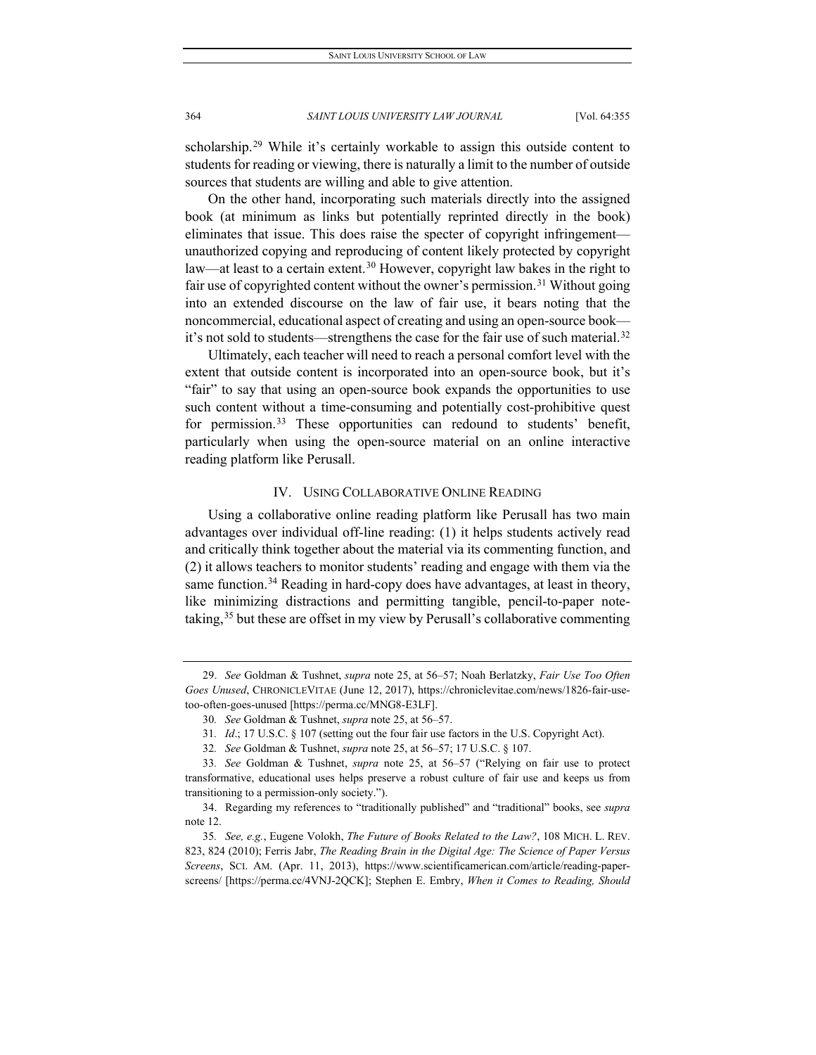scholarship.[29] While it's certainly workable to assign this outside content to students for reading or viewing, there is naturally a limit to the number of outside sources that students are willing and able to give attention.

On the other hand, incorporating such materials directly into the assigned book (at minimum as links but potentially reprinted directly in the book) eliminates that issue. This does raise the specter of copyright infringement—unauthorized copying and reproducing of content likely protected by copyright law—at least to a certain extent.[30] However, copyright law bakes in the right to fair use of copyrighted content without the owner's permission.[31] Without going into an extended discourse on the law of fair use, it bears noting that the noncommercial, educational aspect of creating and using an open-source book—it's not sold to students—strengthens the case for the fair use of such material.[32]

Ultimately, each teacher will need to reach a personal comfort level with the extent that outside content is incorporated into an open-source book, but it's "fair" to say that using an open-source book expands the opportunities to use such content without a time-consuming and potentially cost-prohibitive quest for permission.[33] These opportunities can redound to students' benefit, particularly when using the open-source material on an online interactive reading platform like Perusall.

## IV. Using Collaborative Online Reading

Using a collaborative online reading platform like Perusall has two main advantages over individual off-line reading: (1) it helps students actively read and critically think together about the material via its commenting function, and (2) it allows teachers to monitor students' reading and engage with them via the same function.[34] Reading in hard-copy does have advantages, at least in theory, like minimizing distractions and permitting tangible, pencil-to-paper note-taking,[35] but these are offset in my view by Perusall's collaborative commenting

---

29. *See* Goldman & Tushnet, *supra* note 25, at 56–57; Noah Berlatzky, *Fair Use Too Often Goes Unused*, CHRONICLEVITAE (June 12, 2017), https://chroniclevitae.com/news/1826-fair-use-too-often-goes-unused [https://perma.cc/MNG8-E3LF].

30. *See* Goldman & Tushnet, *supra* note 25, at 56–57.

31. *Id*.; 17 U.S.C. § 107 (setting out the four fair use factors in the U.S. Copyright Act).

32. *See* Goldman & Tushnet, *supra* note 25, at 56–57; 17 U.S.C. § 107.

33. *See* Goldman & Tushnet, *supra* note 25, at 56–57 ("Relying on fair use to protect transformative, educational uses helps preserve a robust culture of fair use and keeps us from transitioning to a permission-only society.").

34. Regarding my references to "traditionally published" and "traditional" books, see *supra* note 12.

35. *See, e.g.*, Eugene Volokh, *The Future of Books Related to the Law?*, 108 MICH. L. REV. 823, 824 (2010); Ferris Jabr, *The Reading Brain in the Digital Age: The Science of Paper Versus Screens*, SCI. AM. (Apr. 11, 2013), https://www.scientificamerican.com/article/reading-paper-screens/ [https://perma.cc/4VNJ-2QCK]; Stephen E. Embry, *When it Comes to Reading, Should*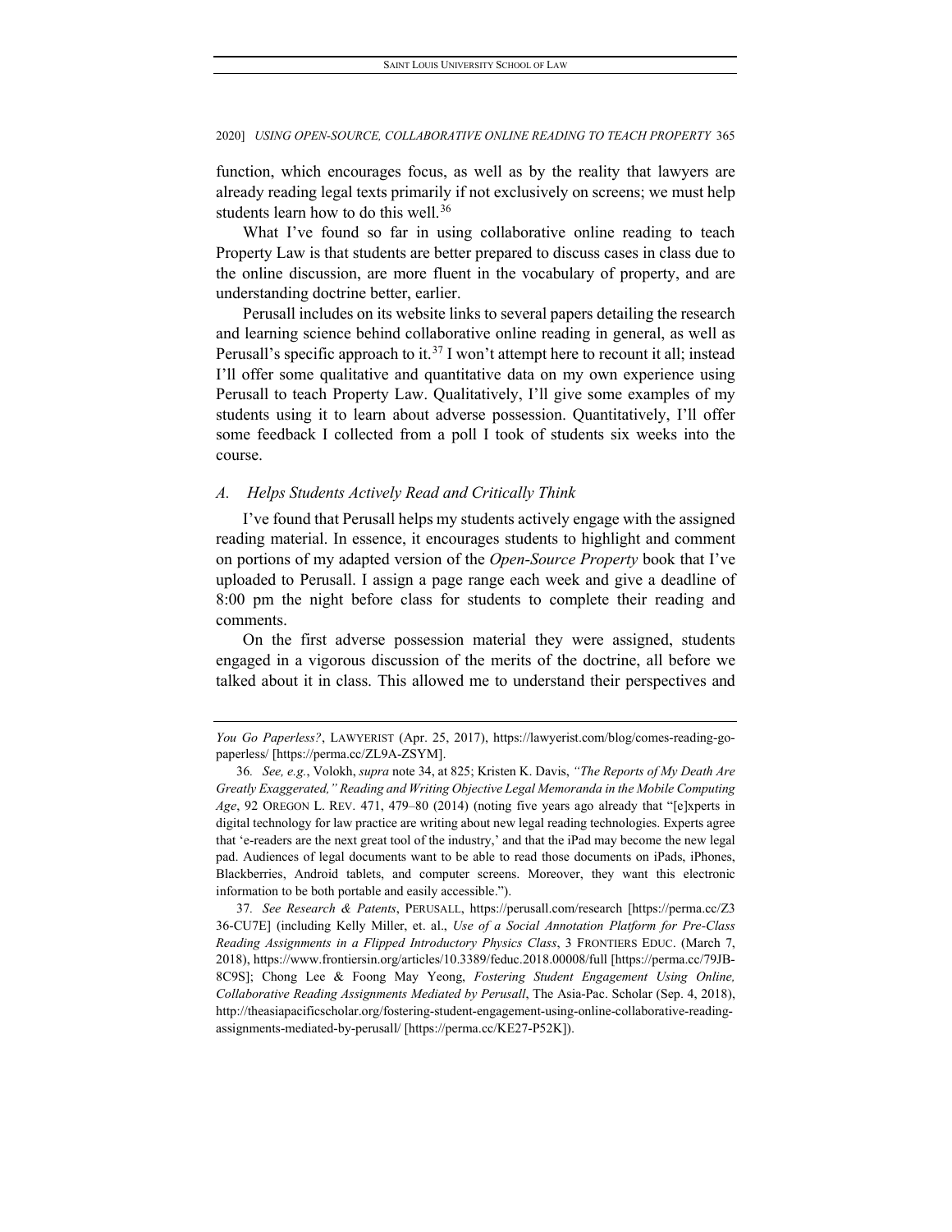function, which encourages focus, as well as by the reality that lawyers are already reading legal texts primarily if not exclusively on screens; we must help students learn how to do this well.[36]

What I've found so far in using collaborative online reading to teach Property Law is that students are better prepared to discuss cases in class due to the online discussion, are more fluent in the vocabulary of property, and are understanding doctrine better, earlier.

Perusall includes on its website links to several papers detailing the research and learning science behind collaborative online reading in general, as well as Perusall's specific approach to it.[37] I won't attempt here to recount it all; instead I'll offer some qualitative and quantitative data on my own experience using Perusall to teach Property Law. Qualitatively, I'll give some examples of my students using it to learn about adverse possession. Quantitatively, I'll offer some feedback I collected from a poll I took of students six weeks into the course.

### *A. Helps Students Actively Read and Critically Think*

I've found that Perusall helps my students actively engage with the assigned reading material. In essence, it encourages students to highlight and comment on portions of my adapted version of the *Open-Source Property* book that I've uploaded to Perusall. I assign a page range each week and give a deadline of 8:00 pm the night before class for students to complete their reading and comments.

On the first adverse possession material they were assigned, students engaged in a vigorous discussion of the merits of the doctrine, all before we talked about it in class. This allowed me to understand their perspectives and

---

*You Go Paperless?*, LAWYERIST (Apr. 25, 2017), https://lawyerist.com/blog/comes-reading-go-paperless/ [https://perma.cc/ZL9A-ZSYM].

36. *See, e.g.*, Volokh, *supra* note 34, at 825; Kristen K. Davis, *"The Reports of My Death Are Greatly Exaggerated," Reading and Writing Objective Legal Memoranda in the Mobile Computing Age*, 92 OREGON L. REV. 471, 479–80 (2014) (noting five years ago already that "[e]xperts in digital technology for law practice are writing about new legal reading technologies. Experts agree that 'e-readers are the next great tool of the industry,' and that the iPad may become the new legal pad. Audiences of legal documents want to be able to read those documents on iPads, iPhones, Blackberries, Android tablets, and computer screens. Moreover, they want this electronic information to be both portable and easily accessible.").

37. *See Research & Patents*, PERUSALL, https://perusall.com/research [https://perma.cc/Z336-CU7E] (including Kelly Miller, et. al., *Use of a Social Annotation Platform for Pre-Class Reading Assignments in a Flipped Introductory Physics Class*, 3 FRONTIERS EDUC. (March 7, 2018), https://www.frontiersin.org/articles/10.3389/feduc.2018.00008/full [https://perma.cc/79JB-8C9S]; Chong Lee & Foong May Yeong, *Fostering Student Engagement Using Online, Collaborative Reading Assignments Mediated by Perusall*, The Asia-Pac. Scholar (Sep. 4, 2018), http://theasiapacificscholar.org/fostering-student-engagement-using-online-collaborative-reading-assignments-mediated-by-perusall/ [https://perma.cc/KE27-P52K]).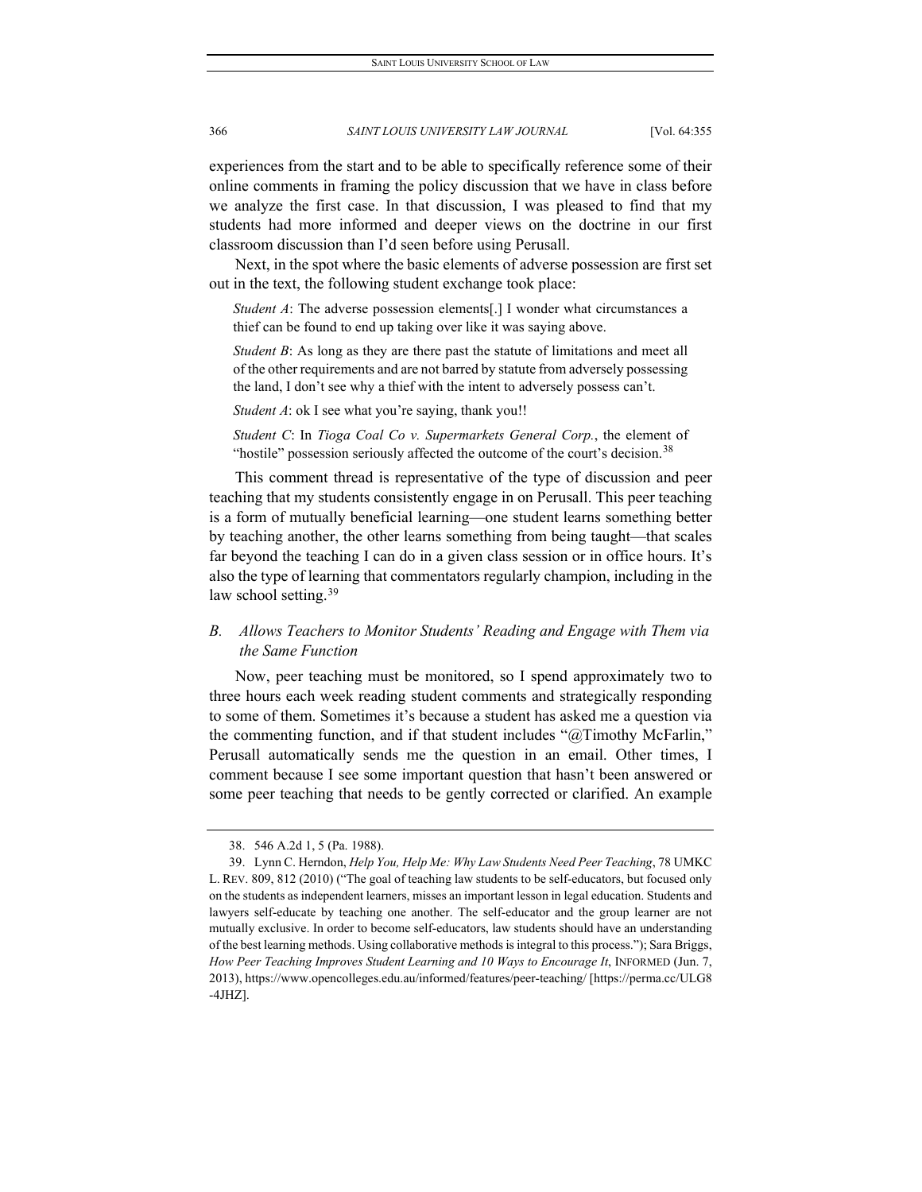experiences from the start and to be able to specifically reference some of their online comments in framing the policy discussion that we have in class before we analyze the first case. In that discussion, I was pleased to find that my students had more informed and deeper views on the doctrine in our first classroom discussion than I'd seen before using Perusall.

Next, in the spot where the basic elements of adverse possession are first set out in the text, the following student exchange took place:

> *Student A*: The adverse possession elements[.] I wonder what circumstances a thief can be found to end up taking over like it was saying above.
>
> *Student B*: As long as they are there past the statute of limitations and meet all of the other requirements and are not barred by statute from adversely possessing the land, I don't see why a thief with the intent to adversely possess can't.
>
> *Student A*: ok I see what you're saying, thank you!!
>
> *Student C*: In *Tioga Coal Co v. Supermarkets General Corp.*, the element of "hostile" possession seriously affected the outcome of the court's decision.[38]

This comment thread is representative of the type of discussion and peer teaching that my students consistently engage in on Perusall. This peer teaching is a form of mutually beneficial learning—one student learns something better by teaching another, the other learns something from being taught—that scales far beyond the teaching I can do in a given class session or in office hours. It's also the type of learning that commentators regularly champion, including in the law school setting.[39]

### B. *Allows Teachers to Monitor Students' Reading and Engage with Them via the Same Function*

Now, peer teaching must be monitored, so I spend approximately two to three hours each week reading student comments and strategically responding to some of them. Sometimes it's because a student has asked me a question via the commenting function, and if that student includes "@Timothy McFarlin," Perusall automatically sends me the question in an email. Other times, I comment because I see some important question that hasn't been answered or some peer teaching that needs to be gently corrected or clarified. An example

---

38. 546 A.2d 1, 5 (Pa. 1988).

39. Lynn C. Herndon, *Help You, Help Me: Why Law Students Need Peer Teaching*, 78 UMKC L. REV. 809, 812 (2010) ("The goal of teaching law students to be self-educators, but focused only on the students as independent learners, misses an important lesson in legal education. Students and lawyers self-educate by teaching one another. The self-educator and the group learner are not mutually exclusive. In order to become self-educators, law students should have an understanding of the best learning methods. Using collaborative methods is integral to this process."); Sara Briggs, *How Peer Teaching Improves Student Learning and 10 Ways to Encourage It*, INFORMED (Jun. 7, 2013), https://www.opencolleges.edu.au/informed/features/peer-teaching/ [https://perma.cc/ULG8-4JHZ].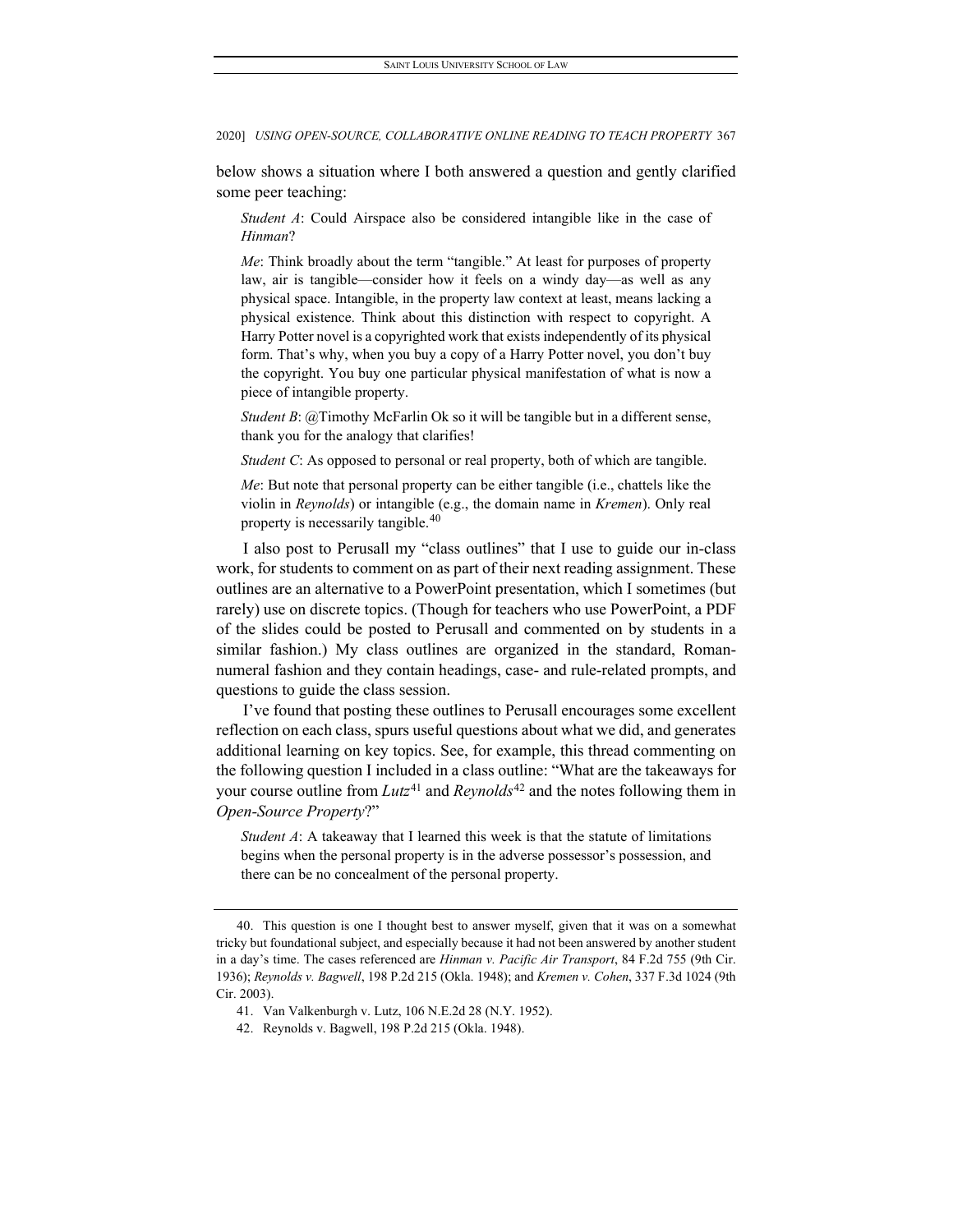below shows a situation where I both answered a question and gently clarified some peer teaching:

> *Student A*: Could Airspace also be considered intangible like in the case of *Hinman*?
>
> *Me*: Think broadly about the term "tangible." At least for purposes of property law, air is tangible—consider how it feels on a windy day—as well as any physical space. Intangible, in the property law context at least, means lacking a physical existence. Think about this distinction with respect to copyright. A Harry Potter novel is a copyrighted work that exists independently of its physical form. That's why, when you buy a copy of a Harry Potter novel, you don't buy the copyright. You buy one particular physical manifestation of what is now a piece of intangible property.
>
> *Student B*: @Timothy McFarlin Ok so it will be tangible but in a different sense, thank you for the analogy that clarifies!
>
> *Student C*: As opposed to personal or real property, both of which are tangible.
>
> *Me*: But note that personal property can be either tangible (i.e., chattels like the violin in *Reynolds*) or intangible (e.g., the domain name in *Kremen*). Only real property is necessarily tangible.[40]

I also post to Perusall my "class outlines" that I use to guide our in-class work, for students to comment on as part of their next reading assignment. These outlines are an alternative to a PowerPoint presentation, which I sometimes (but rarely) use on discrete topics. (Though for teachers who use PowerPoint, a PDF of the slides could be posted to Perusall and commented on by students in a similar fashion.) My class outlines are organized in the standard, Roman-numeral fashion and they contain headings, case- and rule-related prompts, and questions to guide the class session.

I've found that posting these outlines to Perusall encourages some excellent reflection on each class, spurs useful questions about what we did, and generates additional learning on key topics. See, for example, this thread commenting on the following question I included in a class outline: "What are the takeaways for your course outline from *Lutz*[41] and *Reynolds*[42] and the notes following them in *Open-Source Property*?"

> *Student A*: A takeaway that I learned this week is that the statute of limitations begins when the personal property is in the adverse possessor's possession, and there can be no concealment of the personal property.

---

40. This question is one I thought best to answer myself, given that it was on a somewhat tricky but foundational subject, and especially because it had not been answered by another student in a day's time. The cases referenced are *Hinman v. Pacific Air Transport*, 84 F.2d 755 (9th Cir. 1936); *Reynolds v. Bagwell*, 198 P.2d 215 (Okla. 1948); and *Kremen v. Cohen*, 337 F.3d 1024 (9th Cir. 2003).

41. Van Valkenburgh v. Lutz, 106 N.E.2d 28 (N.Y. 1952).

42. Reynolds v. Bagwell, 198 P.2d 215 (Okla. 1948).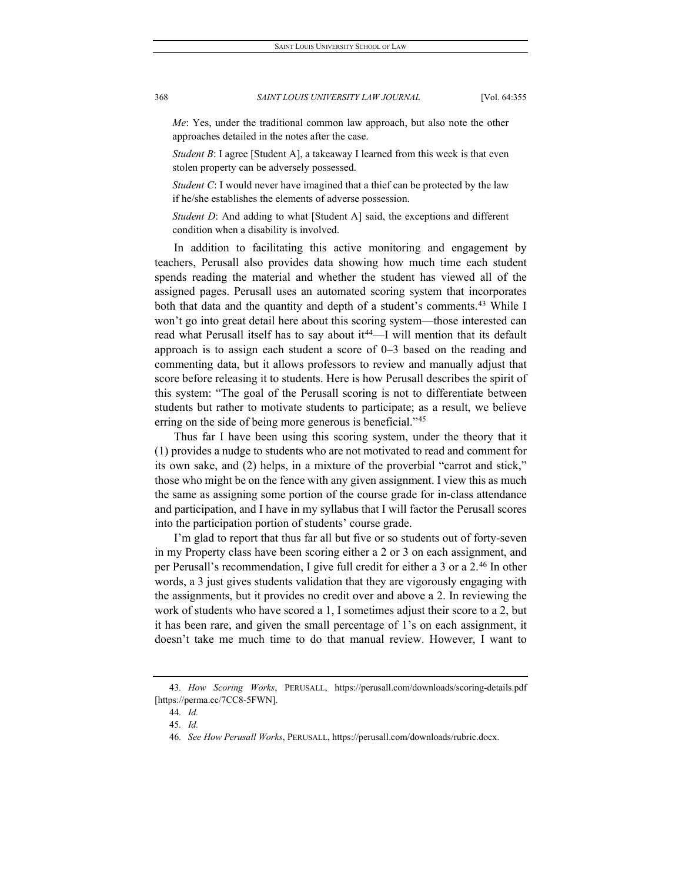*Me*: Yes, under the traditional common law approach, but also note the other approaches detailed in the notes after the case.

*Student B*: I agree [Student A], a takeaway I learned from this week is that even stolen property can be adversely possessed.

*Student C*: I would never have imagined that a thief can be protected by the law if he/she establishes the elements of adverse possession.

*Student D*: And adding to what [Student A] said, the exceptions and different condition when a disability is involved.

In addition to facilitating this active monitoring and engagement by teachers, Perusall also provides data showing how much time each student spends reading the material and whether the student has viewed all of the assigned pages. Perusall uses an automated scoring system that incorporates both that data and the quantity and depth of a student's comments.[43] While I won't go into great detail here about this scoring system—those interested can read what Perusall itself has to say about it[44]—I will mention that its default approach is to assign each student a score of 0–3 based on the reading and commenting data, but it allows professors to review and manually adjust that score before releasing it to students. Here is how Perusall describes the spirit of this system: "The goal of the Perusall scoring is not to differentiate between students but rather to motivate students to participate; as a result, we believe erring on the side of being more generous is beneficial."[45]

Thus far I have been using this scoring system, under the theory that it (1) provides a nudge to students who are not motivated to read and comment for its own sake, and (2) helps, in a mixture of the proverbial "carrot and stick," those who might be on the fence with any given assignment. I view this as much the same as assigning some portion of the course grade for in-class attendance and participation, and I have in my syllabus that I will factor the Perusall scores into the participation portion of students' course grade.

I'm glad to report that thus far all but five or so students out of forty-seven in my Property class have been scoring either a 2 or 3 on each assignment, and per Perusall's recommendation, I give full credit for either a 3 or a 2.[46] In other words, a 3 just gives students validation that they are vigorously engaging with the assignments, but it provides no credit over and above a 2. In reviewing the work of students who have scored a 1, I sometimes adjust their score to a 2, but it has been rare, and given the small percentage of 1's on each assignment, it doesn't take me much time to do that manual review. However, I want to

---

43. *How Scoring Works*, PERUSALL, https://perusall.com/downloads/scoring-details.pdf [https://perma.cc/7CC8-5FWN].

44. *Id.*

45. *Id.*

46. *See How Perusall Works*, PERUSALL, https://perusall.com/downloads/rubric.docx.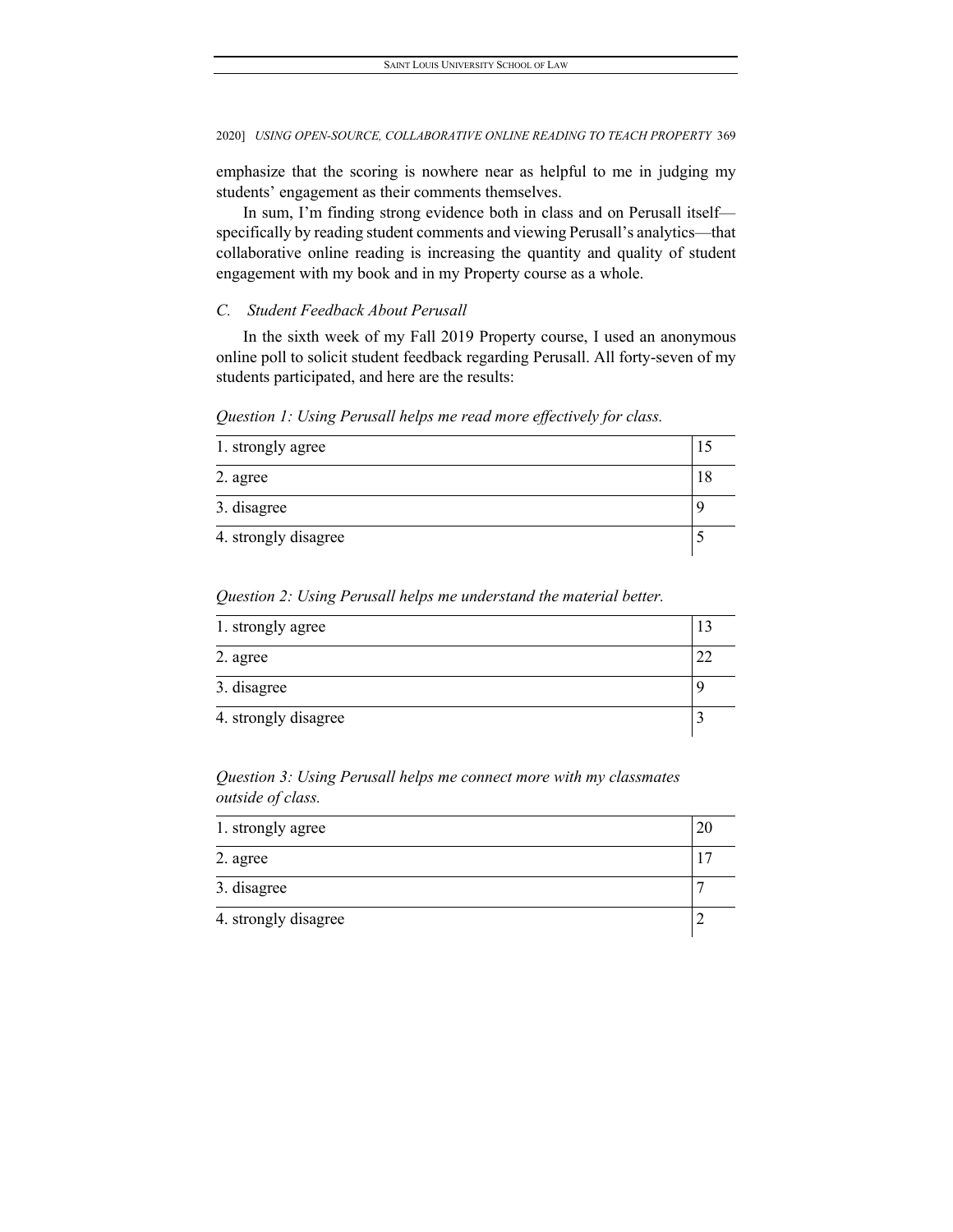emphasize that the scoring is nowhere near as helpful to me in judging my students' engagement as their comments themselves.

In sum, I'm finding strong evidence both in class and on Perusall itself—specifically by reading student comments and viewing Perusall's analytics—that collaborative online reading is increasing the quantity and quality of student engagement with my book and in my Property course as a whole.

### *C. Student Feedback About Perusall*

In the sixth week of my Fall 2019 Property course, I used an anonymous online poll to solicit student feedback regarding Perusall. All forty-seven of my students participated, and here are the results:

*Question 1: Using Perusall helps me read more effectively for class.*

| | |
|---|---|
| 1. strongly agree | 15 |
| 2. agree | 18 |
| 3. disagree | 9 |
| 4. strongly disagree | 5 |

*Question 2: Using Perusall helps me understand the material better.*

| | |
|---|---|
| 1. strongly agree | 13 |
| 2. agree | 22 |
| 3. disagree | 9 |
| 4. strongly disagree | 3 |

*Question 3: Using Perusall helps me connect more with my classmates outside of class.*

| | |
|---|---|
| 1. strongly agree | 20 |
| 2. agree | 17 |
| 3. disagree | 7 |
| 4. strongly disagree | 2 |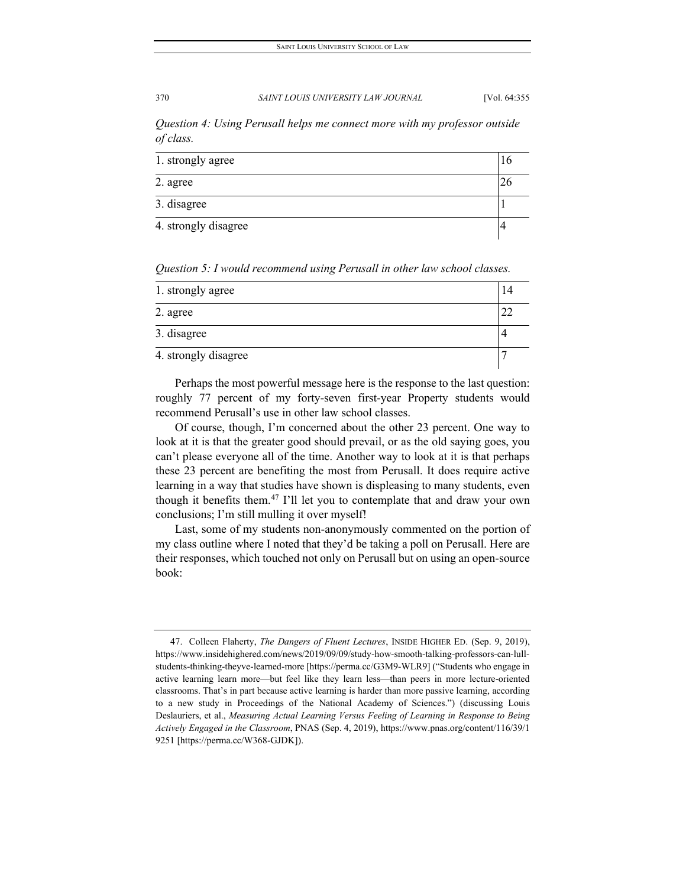*Question 4: Using Perusall helps me connect more with my professor outside of class.*

| | |
|---|---|
| 1. strongly agree | 16 |
| 2. agree | 26 |
| 3. disagree | 1 |
| 4. strongly disagree | 4 |

*Question 5: I would recommend using Perusall in other law school classes.*

| | |
|---|---|
| 1. strongly agree | 14 |
| 2. agree | 22 |
| 3. disagree | 4 |
| 4. strongly disagree | 7 |

Perhaps the most powerful message here is the response to the last question: roughly 77 percent of my forty-seven first-year Property students would recommend Perusall's use in other law school classes.

Of course, though, I'm concerned about the other 23 percent. One way to look at it is that the greater good should prevail, or as the old saying goes, you can't please everyone all of the time. Another way to look at it is that perhaps these 23 percent are benefiting the most from Perusall. It does require active learning in a way that studies have shown is displeasing to many students, even though it benefits them.[47] I'll let you to contemplate that and draw your own conclusions; I'm still mulling it over myself!

Last, some of my students non-anonymously commented on the portion of my class outline where I noted that they'd be taking a poll on Perusall. Here are their responses, which touched not only on Perusall but on using an open-source book:

---

47. Colleen Flaherty, *The Dangers of Fluent Lectures*, INSIDE HIGHER ED. (Sep. 9, 2019), https://www.insidehighered.com/news/2019/09/09/study-how-smooth-talking-professors-can-lull-students-thinking-theyve-learned-more [https://perma.cc/G3M9-WLR9] ("Students who engage in active learning learn more—but feel like they learn less—than peers in more lecture-oriented classrooms. That's in part because active learning is harder than more passive learning, according to a new study in Proceedings of the National Academy of Sciences.") (discussing Louis Deslauriers, et al., *Measuring Actual Learning Versus Feeling of Learning in Response to Being Actively Engaged in the Classroom*, PNAS (Sep. 4, 2019), https://www.pnas.org/content/116/39/19251 [https://perma.cc/W368-GJDK]).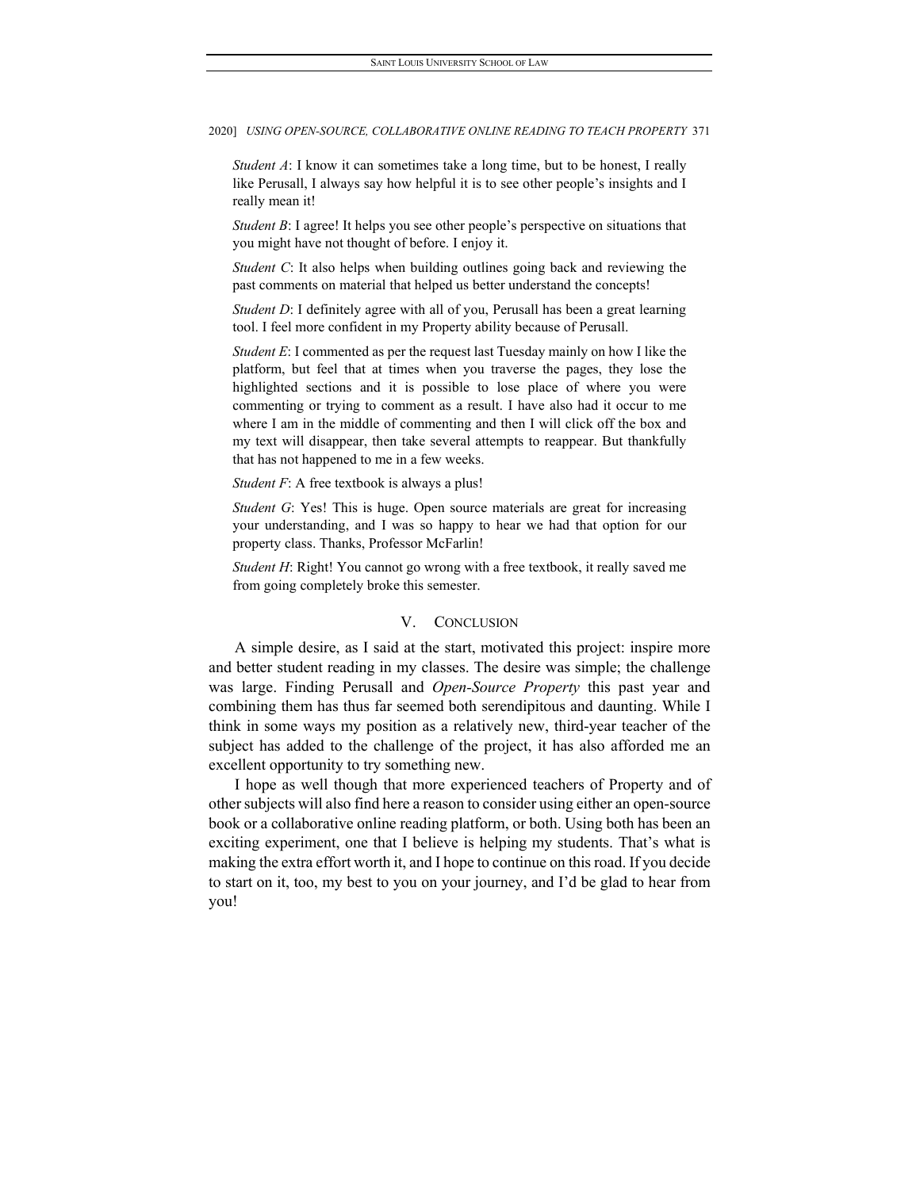*Student A*: I know it can sometimes take a long time, but to be honest, I really like Perusall, I always say how helpful it is to see other people's insights and I really mean it!

*Student B*: I agree! It helps you see other people's perspective on situations that you might have not thought of before. I enjoy it.

*Student C*: It also helps when building outlines going back and reviewing the past comments on material that helped us better understand the concepts!

*Student D*: I definitely agree with all of you, Perusall has been a great learning tool. I feel more confident in my Property ability because of Perusall.

*Student E*: I commented as per the request last Tuesday mainly on how I like the platform, but feel that at times when you traverse the pages, they lose the highlighted sections and it is possible to lose place of where you were commenting or trying to comment as a result. I have also had it occur to me where I am in the middle of commenting and then I will click off the box and my text will disappear, then take several attempts to reappear. But thankfully that has not happened to me in a few weeks.

*Student F*: A free textbook is always a plus!

*Student G*: Yes! This is huge. Open source materials are great for increasing your understanding, and I was so happy to hear we had that option for our property class. Thanks, Professor McFarlin!

*Student H*: Right! You cannot go wrong with a free textbook, it really saved me from going completely broke this semester.

## V. CONCLUSION

A simple desire, as I said at the start, motivated this project: inspire more and better student reading in my classes. The desire was simple; the challenge was large. Finding Perusall and *Open-Source Property* this past year and combining them has thus far seemed both serendipitous and daunting. While I think in some ways my position as a relatively new, third-year teacher of the subject has added to the challenge of the project, it has also afforded me an excellent opportunity to try something new.

I hope as well though that more experienced teachers of Property and of other subjects will also find here a reason to consider using either an open-source book or a collaborative online reading platform, or both. Using both has been an exciting experiment, one that I believe is helping my students. That's what is making the extra effort worth it, and I hope to continue on this road. If you decide to start on it, too, my best to you on your journey, and I'd be glad to hear from you!